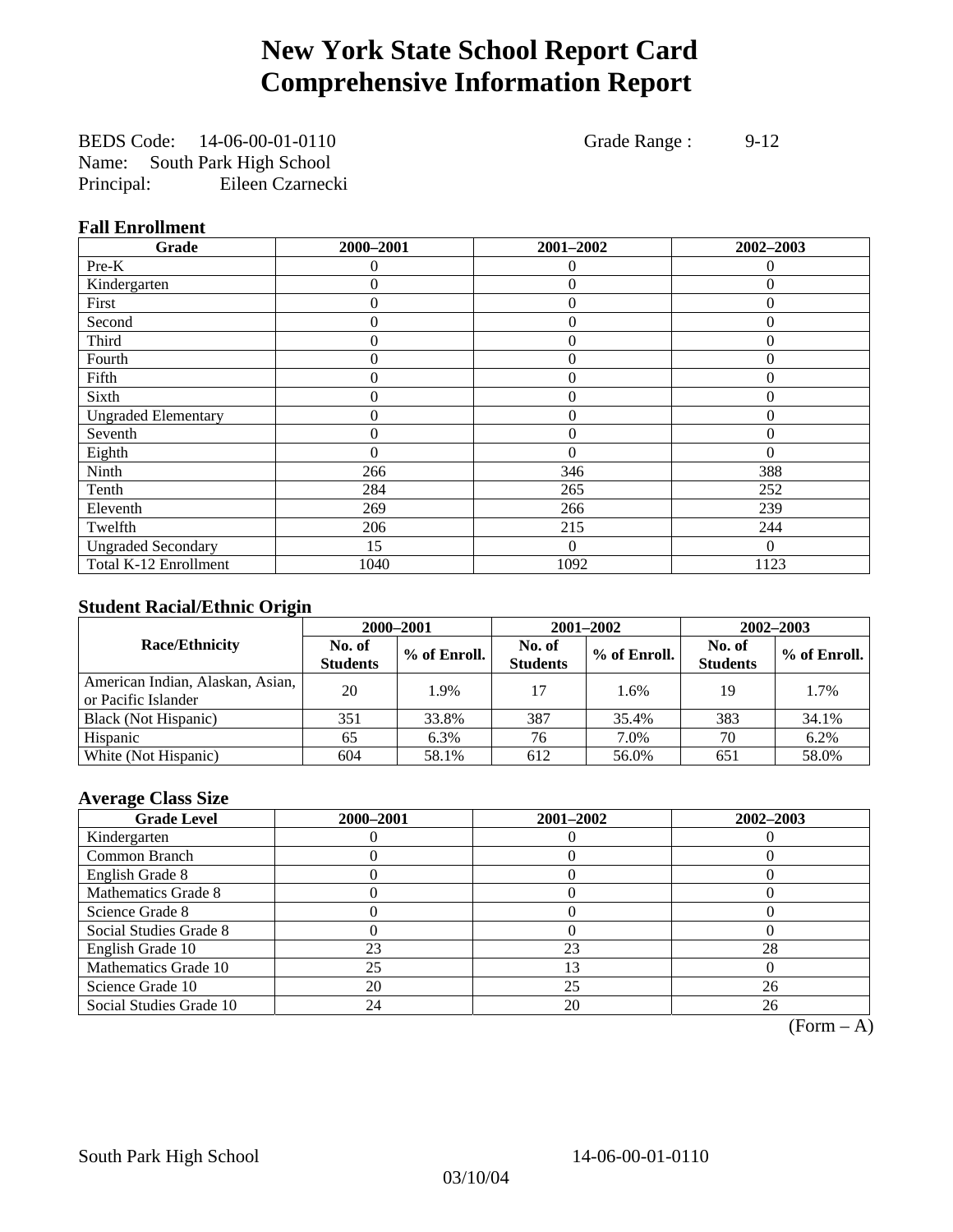# New York State School Report Card
# Comprehensive Information Report

BEDS Code: 14-06-00-01-0110 Grade Range : 9-12
Name: South Park High School
Principal: Eileen Czarnecki

### Fall Enrollment

| Grade | 2000–2001 | 2001–2002 | 2002–2003 |
|---|---|---|---|
| Pre-K | 0 | 0 | 0 |
| Kindergarten | 0 | 0 | 0 |
| First | 0 | 0 | 0 |
| Second | 0 | 0 | 0 |
| Third | 0 | 0 | 0 |
| Fourth | 0 | 0 | 0 |
| Fifth | 0 | 0 | 0 |
| Sixth | 0 | 0 | 0 |
| Ungraded Elementary | 0 | 0 | 0 |
| Seventh | 0 | 0 | 0 |
| Eighth | 0 | 0 | 0 |
| Ninth | 266 | 346 | 388 |
| Tenth | 284 | 265 | 252 |
| Eleventh | 269 | 266 | 239 |
| Twelfth | 206 | 215 | 244 |
| Ungraded Secondary | 15 | 0 | 0 |
| Total K-12 Enrollment | 1040 | 1092 | 1123 |

### Student Racial/Ethnic Origin

| Race/Ethnicity | 2000–2001 | | 2001–2002 | | 2002–2003 | |
|---|---|---|---|---|---|---|
| | No. of Students | % of Enroll. | No. of Students | % of Enroll. | No. of Students | % of Enroll. |
| American Indian, Alaskan, Asian, or Pacific Islander | 20 | 1.9% | 17 | 1.6% | 19 | 1.7% |
| Black (Not Hispanic) | 351 | 33.8% | 387 | 35.4% | 383 | 34.1% |
| Hispanic | 65 | 6.3% | 76 | 7.0% | 70 | 6.2% |
| White (Not Hispanic) | 604 | 58.1% | 612 | 56.0% | 651 | 58.0% |

### Average Class Size

| Grade Level | 2000–2001 | 2001–2002 | 2002–2003 |
|---|---|---|---|
| Kindergarten | 0 | 0 | 0 |
| Common Branch | 0 | 0 | 0 |
| English Grade 8 | 0 | 0 | 0 |
| Mathematics Grade 8 | 0 | 0 | 0 |
| Science Grade 8 | 0 | 0 | 0 |
| Social Studies Grade 8 | 0 | 0 | 0 |
| English Grade 10 | 23 | 23 | 28 |
| Mathematics Grade 10 | 25 | 13 | 0 |
| Science Grade 10 | 20 | 25 | 26 |
| Social Studies Grade 10 | 24 | 20 | 26 |

(Form – A)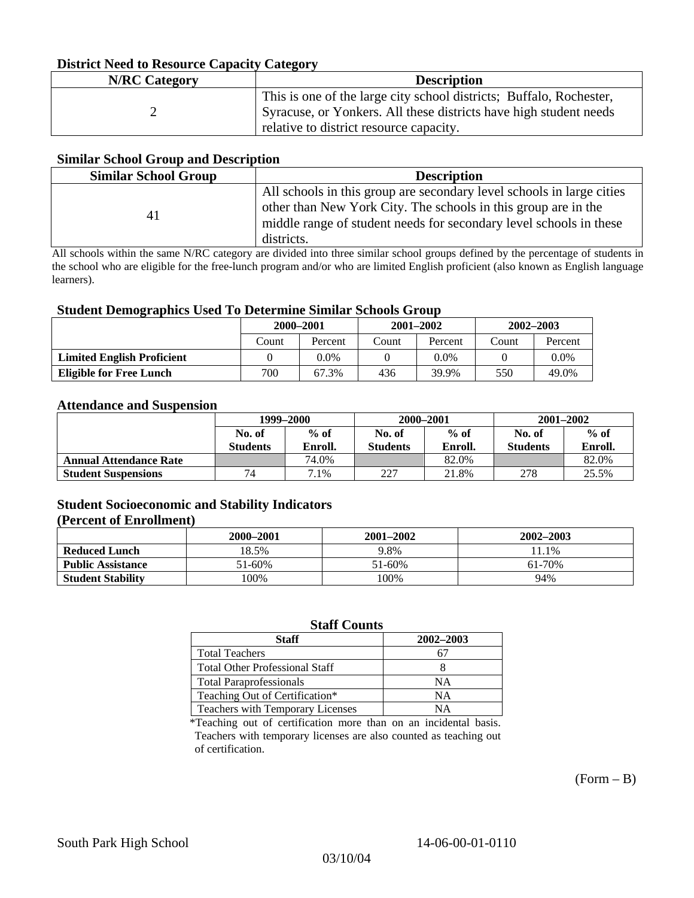### District Need to Resource Capacity Category

| N/RC Category | Description |
| --- | --- |
| 2 | This is one of the large city school districts; Buffalo, Rochester, Syracuse, or Yonkers. All these districts have high student needs relative to district resource capacity. |

### Similar School Group and Description

| Similar School Group | Description |
| --- | --- |
| 41 | All schools in this group are secondary level schools in large cities other than New York City. The schools in this group are in the middle range of student needs for secondary level schools in these districts. |

All schools within the same N/RC category are divided into three similar school groups defined by the percentage of students in the school who are eligible for the free-lunch program and/or who are limited English proficient (also known as English language learners).

### Student Demographics Used To Determine Similar Schools Group

| | 2000–2001 | | 2001–2002 | | 2002–2003 | |
| --- | --- | --- | --- | --- | --- | --- |
| | Count | Percent | Count | Percent | Count | Percent |
| **Limited English Proficient** | 0 | 0.0% | 0 | 0.0% | 0 | 0.0% |
| **Eligible for Free Lunch** | 700 | 67.3% | 436 | 39.9% | 550 | 49.0% |

### Attendance and Suspension

| | 1999–2000 | | 2000–2001 | | 2001–2002 | |
| --- | --- | --- | --- | --- | --- | --- |
| | No. of Students | % of Enroll. | No. of Students | % of Enroll. | No. of Students | % of Enroll. |
| **Annual Attendance Rate** | | 74.0% | | 82.0% | | 82.0% |
| **Student Suspensions** | 74 | 7.1% | 227 | 21.8% | 278 | 25.5% |

### Student Socioeconomic and Stability Indicators (Percent of Enrollment)

| | 2000–2001 | 2001–2002 | 2002–2003 |
| --- | --- | --- | --- |
| **Reduced Lunch** | 18.5% | 9.8% | 11.1% |
| **Public Assistance** | 51-60% | 51-60% | 61-70% |
| **Student Stability** | 100% | 100% | 94% |

### Staff Counts

| Staff | 2002–2003 |
| --- | --- |
| Total Teachers | 67 |
| Total Other Professional Staff | 8 |
| Total Paraprofessionals | NA |
| Teaching Out of Certification* | NA |
| Teachers with Temporary Licenses | NA |

*Teaching out of certification more than on an incidental basis. Teachers with temporary licenses are also counted as teaching out of certification.

(Form – B)

South Park High School 14-06-00-01-0110

03/10/04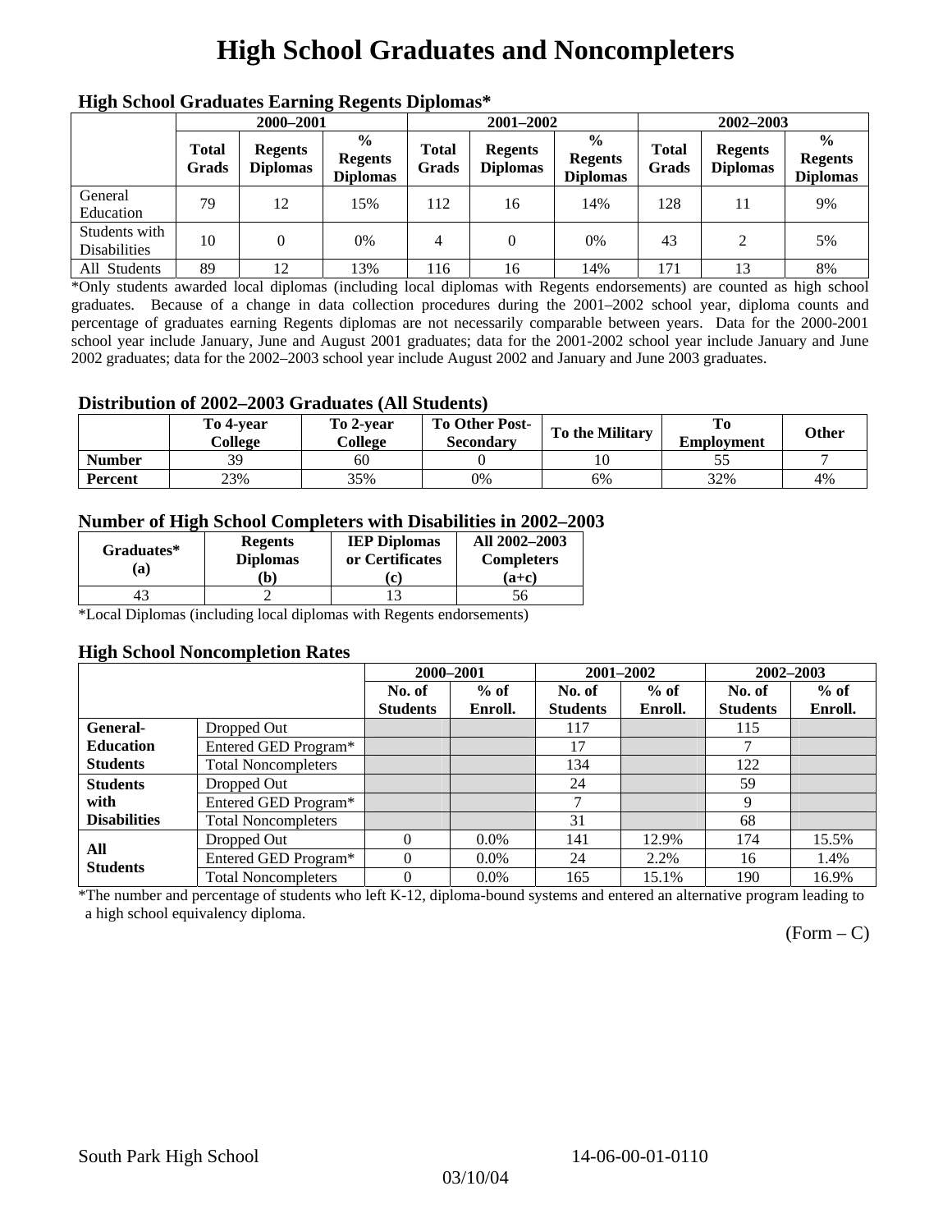# High School Graduates and Noncompleters

### High School Graduates Earning Regents Diplomas*

| | 2000–2001 | | | 2001–2002 | | | 2002–2003 | | |
|---|---|---|---|---|---|---|---|---|---|
| | Total Grads | Regents Diplomas | % Regents Diplomas | Total Grads | Regents Diplomas | % Regents Diplomas | Total Grads | Regents Diplomas | % Regents Diplomas |
| General Education | 79 | 12 | 15% | 112 | 16 | 14% | 128 | 11 | 9% |
| Students with Disabilities | 10 | 0 | 0% | 4 | 0 | 0% | 43 | 2 | 5% |
| All Students | 89 | 12 | 13% | 116 | 16 | 14% | 171 | 13 | 8% |

*Only students awarded local diplomas (including local diplomas with Regents endorsements) are counted as high school graduates. Because of a change in data collection procedures during the 2001–2002 school year, diploma counts and percentage of graduates earning Regents diplomas are not necessarily comparable between years. Data for the 2000-2001 school year include January, June and August 2001 graduates; data for the 2001-2002 school year include January and June 2002 graduates; data for the 2002–2003 school year include August 2002 and January and June 2003 graduates.

### Distribution of 2002–2003 Graduates (All Students)

| | To 4-year College | To 2-year College | To Other Post-Secondary | To the Military | To Employment | Other |
|---|---|---|---|---|---|---|
| Number | 39 | 60 | 0 | 10 | 55 | 7 |
| Percent | 23% | 35% | 0% | 6% | 32% | 4% |

### Number of High School Completers with Disabilities in 2002–2003

| Graduates* (a) | Regents Diplomas (b) | IEP Diplomas or Certificates (c) | All 2002–2003 Completers (a+c) |
|---|---|---|---|
| 43 | 2 | 13 | 56 |

*Local Diplomas (including local diplomas with Regents endorsements)

### High School Noncompletion Rates

| | | 2000–2001 | | 2001–2002 | | 2002–2003 | |
|---|---|---|---|---|---|---|---|
| | | No. of Students | % of Enroll. | No. of Students | % of Enroll. | No. of Students | % of Enroll. |
| General-Education Students | Dropped Out | | | 117 | | 115 | |
| | Entered GED Program* | | | 17 | | 7 | |
| | Total Noncompleters | | | 134 | | 122 | |
| Students with Disabilities | Dropped Out | | | 24 | | 59 | |
| | Entered GED Program* | | | 7 | | 9 | |
| | Total Noncompleters | | | 31 | | 68 | |
| All Students | Dropped Out | 0 | 0.0% | 141 | 12.9% | 174 | 15.5% |
| | Entered GED Program* | 0 | 0.0% | 24 | 2.2% | 16 | 1.4% |
| | Total Noncompleters | 0 | 0.0% | 165 | 15.1% | 190 | 16.9% |

*The number and percentage of students who left K-12, diploma-bound systems and entered an alternative program leading to a high school equivalency diploma.

(Form – C)

South Park High School 14-06-00-01-0110

03/10/04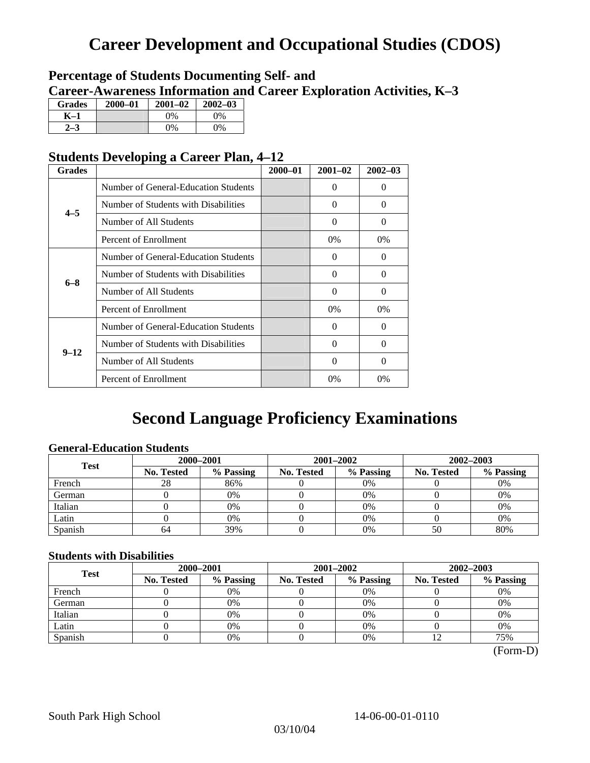# Career Development and Occupational Studies (CDOS)

### Percentage of Students Documenting Self- and Career-Awareness Information and Career Exploration Activities, K–3

| Grades | 2000–01 | 2001–02 | 2002–03 |
|---|---|---|---|
| K–1 | | 0% | 0% |
| 2–3 | | 0% | 0% |

### Students Developing a Career Plan, 4–12

| Grades | | 2000–01 | 2001–02 | 2002–03 |
|---|---|---|---|---|
| 4–5 | Number of General-Education Students | | 0 | 0 |
| | Number of Students with Disabilities | | 0 | 0 |
| | Number of All Students | | 0 | 0 |
| | Percent of Enrollment | | 0% | 0% |
| 6–8 | Number of General-Education Students | | 0 | 0 |
| | Number of Students with Disabilities | | 0 | 0 |
| | Number of All Students | | 0 | 0 |
| | Percent of Enrollment | | 0% | 0% |
| 9–12 | Number of General-Education Students | | 0 | 0 |
| | Number of Students with Disabilities | | 0 | 0 |
| | Number of All Students | | 0 | 0 |
| | Percent of Enrollment | | 0% | 0% |

# Second Language Proficiency Examinations

### General-Education Students

| Test | 2000–2001 | | 2001–2002 | | 2002–2003 | |
|---|---|---|---|---|---|---|
| | No. Tested | % Passing | No. Tested | % Passing | No. Tested | % Passing |
| French | 28 | 86% | 0 | 0% | 0 | 0% |
| German | 0 | 0% | 0 | 0% | 0 | 0% |
| Italian | 0 | 0% | 0 | 0% | 0 | 0% |
| Latin | 0 | 0% | 0 | 0% | 0 | 0% |
| Spanish | 64 | 39% | 0 | 0% | 50 | 80% |

### Students with Disabilities

| Test | 2000–2001 | | 2001–2002 | | 2002–2003 | |
|---|---|---|---|---|---|---|
| | No. Tested | % Passing | No. Tested | % Passing | No. Tested | % Passing |
| French | 0 | 0% | 0 | 0% | 0 | 0% |
| German | 0 | 0% | 0 | 0% | 0 | 0% |
| Italian | 0 | 0% | 0 | 0% | 0 | 0% |
| Latin | 0 | 0% | 0 | 0% | 0 | 0% |
| Spanish | 0 | 0% | 0 | 0% | 12 | 75% |

(Form-D)

South Park High School 14-06-00-01-0110

03/10/04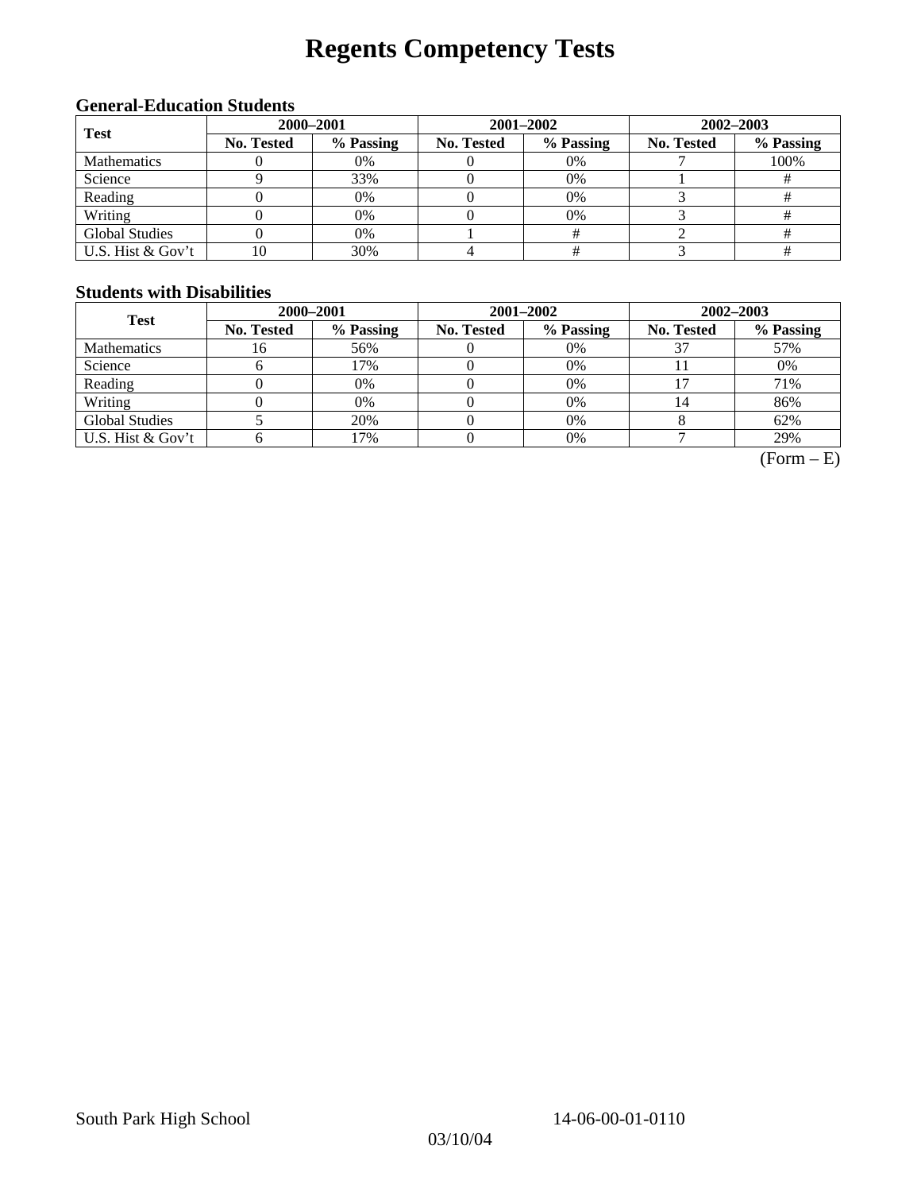# Regents Competency Tests

### General-Education Students

| Test | 2000–2001 | | 2001–2002 | | 2002–2003 | |
|---|---|---|---|---|---|---|
| | No. Tested | % Passing | No. Tested | % Passing | No. Tested | % Passing |
| Mathematics | 0 | 0% | 0 | 0% | 7 | 100% |
| Science | 9 | 33% | 0 | 0% | 1 | # |
| Reading | 0 | 0% | 0 | 0% | 3 | # |
| Writing | 0 | 0% | 0 | 0% | 3 | # |
| Global Studies | 0 | 0% | 1 | # | 2 | # |
| U.S. Hist & Gov't | 10 | 30% | 4 | # | 3 | # |

### Students with Disabilities

| Test | 2000–2001 | | 2001–2002 | | 2002–2003 | |
|---|---|---|---|---|---|---|
| | No. Tested | % Passing | No. Tested | % Passing | No. Tested | % Passing |
| Mathematics | 16 | 56% | 0 | 0% | 37 | 57% |
| Science | 6 | 17% | 0 | 0% | 11 | 0% |
| Reading | 0 | 0% | 0 | 0% | 17 | 71% |
| Writing | 0 | 0% | 0 | 0% | 14 | 86% |
| Global Studies | 5 | 20% | 0 | 0% | 8 | 62% |
| U.S. Hist & Gov't | 6 | 17% | 0 | 0% | 7 | 29% |

(Form – E)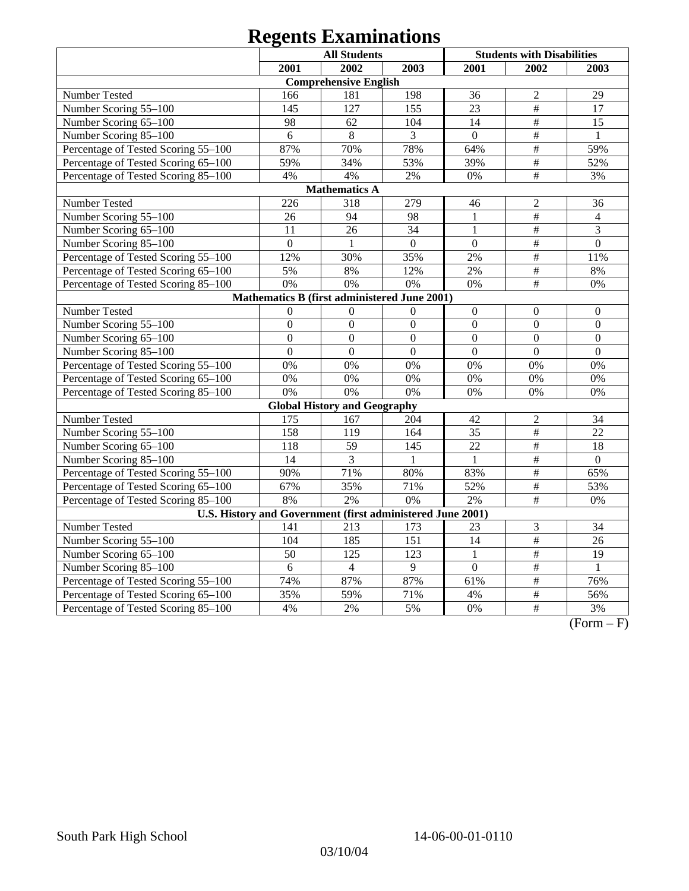# Regents Examinations

| | All Students | | | Students with Disabilities | | |
|---|---|---|---|---|---|---|
| | 2001 | 2002 | 2003 | 2001 | 2002 | 2003 |
| **Comprehensive English** | | | | | | |
| Number Tested | 166 | 181 | 198 | 36 | 2 | 29 |
| Number Scoring 55–100 | 145 | 127 | 155 | 23 | # | 17 |
| Number Scoring 65–100 | 98 | 62 | 104 | 14 | # | 15 |
| Number Scoring 85–100 | 6 | 8 | 3 | 0 | # | 1 |
| Percentage of Tested Scoring 55–100 | 87% | 70% | 78% | 64% | # | 59% |
| Percentage of Tested Scoring 65–100 | 59% | 34% | 53% | 39% | # | 52% |
| Percentage of Tested Scoring 85–100 | 4% | 4% | 2% | 0% | # | 3% |
| **Mathematics A** | | | | | | |
| Number Tested | 226 | 318 | 279 | 46 | 2 | 36 |
| Number Scoring 55–100 | 26 | 94 | 98 | 1 | # | 4 |
| Number Scoring 65–100 | 11 | 26 | 34 | 1 | # | 3 |
| Number Scoring 85–100 | 0 | 1 | 0 | 0 | # | 0 |
| Percentage of Tested Scoring 55–100 | 12% | 30% | 35% | 2% | # | 11% |
| Percentage of Tested Scoring 65–100 | 5% | 8% | 12% | 2% | # | 8% |
| Percentage of Tested Scoring 85–100 | 0% | 0% | 0% | 0% | # | 0% |
| **Mathematics B (first administered June 2001)** | | | | | | |
| Number Tested | 0 | 0 | 0 | 0 | 0 | 0 |
| Number Scoring 55–100 | 0 | 0 | 0 | 0 | 0 | 0 |
| Number Scoring 65–100 | 0 | 0 | 0 | 0 | 0 | 0 |
| Number Scoring 85–100 | 0 | 0 | 0 | 0 | 0 | 0 |
| Percentage of Tested Scoring 55–100 | 0% | 0% | 0% | 0% | 0% | 0% |
| Percentage of Tested Scoring 65–100 | 0% | 0% | 0% | 0% | 0% | 0% |
| Percentage of Tested Scoring 85–100 | 0% | 0% | 0% | 0% | 0% | 0% |
| **Global History and Geography** | | | | | | |
| Number Tested | 175 | 167 | 204 | 42 | 2 | 34 |
| Number Scoring 55–100 | 158 | 119 | 164 | 35 | # | 22 |
| Number Scoring 65–100 | 118 | 59 | 145 | 22 | # | 18 |
| Number Scoring 85–100 | 14 | 3 | 1 | 1 | # | 0 |
| Percentage of Tested Scoring 55–100 | 90% | 71% | 80% | 83% | # | 65% |
| Percentage of Tested Scoring 65–100 | 67% | 35% | 71% | 52% | # | 53% |
| Percentage of Tested Scoring 85–100 | 8% | 2% | 0% | 2% | # | 0% |
| **U.S. History and Government (first administered June 2001)** | | | | | | |
| Number Tested | 141 | 213 | 173 | 23 | 3 | 34 |
| Number Scoring 55–100 | 104 | 185 | 151 | 14 | # | 26 |
| Number Scoring 65–100 | 50 | 125 | 123 | 1 | # | 19 |
| Number Scoring 85–100 | 6 | 4 | 9 | 0 | # | 1 |
| Percentage of Tested Scoring 55–100 | 74% | 87% | 87% | 61% | # | 76% |
| Percentage of Tested Scoring 65–100 | 35% | 59% | 71% | 4% | # | 56% |
| Percentage of Tested Scoring 85–100 | 4% | 2% | 5% | 0% | # | 3% |

(Form – F)

South Park High School 14-06-00-01-0110

03/10/04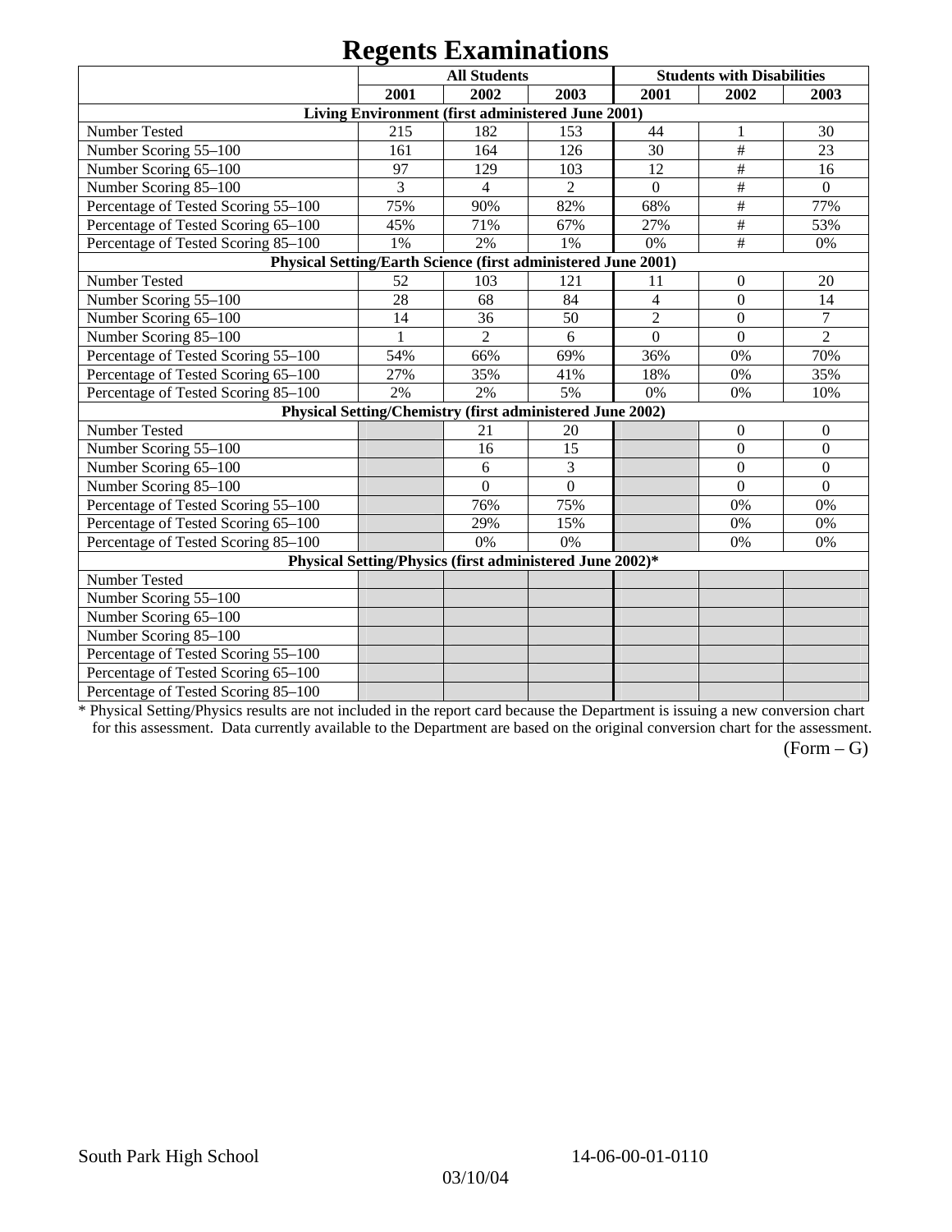# Regents Examinations

| | All Students | | | Students with Disabilities | | |
|---|---|---|---|---|---|---|
| | 2001 | 2002 | 2003 | 2001 | 2002 | 2003 |
| **Living Environment (first administered June 2001)** | | | | | | |
| Number Tested | 215 | 182 | 153 | 44 | 1 | 30 |
| Number Scoring 55–100 | 161 | 164 | 126 | 30 | # | 23 |
| Number Scoring 65–100 | 97 | 129 | 103 | 12 | # | 16 |
| Number Scoring 85–100 | 3 | 4 | 2 | 0 | # | 0 |
| Percentage of Tested Scoring 55–100 | 75% | 90% | 82% | 68% | # | 77% |
| Percentage of Tested Scoring 65–100 | 45% | 71% | 67% | 27% | # | 53% |
| Percentage of Tested Scoring 85–100 | 1% | 2% | 1% | 0% | # | 0% |
| **Physical Setting/Earth Science (first administered June 2001)** | | | | | | |
| Number Tested | 52 | 103 | 121 | 11 | 0 | 20 |
| Number Scoring 55–100 | 28 | 68 | 84 | 4 | 0 | 14 |
| Number Scoring 65–100 | 14 | 36 | 50 | 2 | 0 | 7 |
| Number Scoring 85–100 | 1 | 2 | 6 | 0 | 0 | 2 |
| Percentage of Tested Scoring 55–100 | 54% | 66% | 69% | 36% | 0% | 70% |
| Percentage of Tested Scoring 65–100 | 27% | 35% | 41% | 18% | 0% | 35% |
| Percentage of Tested Scoring 85–100 | 2% | 2% | 5% | 0% | 0% | 10% |
| **Physical Setting/Chemistry (first administered June 2002)** | | | | | | |
| Number Tested | | 21 | 20 | | 0 | 0 |
| Number Scoring 55–100 | | 16 | 15 | | 0 | 0 |
| Number Scoring 65–100 | | 6 | 3 | | 0 | 0 |
| Number Scoring 85–100 | | 0 | 0 | | 0 | 0 |
| Percentage of Tested Scoring 55–100 | | 76% | 75% | | 0% | 0% |
| Percentage of Tested Scoring 65–100 | | 29% | 15% | | 0% | 0% |
| Percentage of Tested Scoring 85–100 | | 0% | 0% | | 0% | 0% |
| **Physical Setting/Physics (first administered June 2002)*** | | | | | | |
| Number Tested | | | | | | |
| Number Scoring 55–100 | | | | | | |
| Number Scoring 65–100 | | | | | | |
| Number Scoring 85–100 | | | | | | |
| Percentage of Tested Scoring 55–100 | | | | | | |
| Percentage of Tested Scoring 65–100 | | | | | | |
| Percentage of Tested Scoring 85–100 | | | | | | |

* Physical Setting/Physics results are not included in the report card because the Department is issuing a new conversion chart for this assessment. Data currently available to the Department are based on the original conversion chart for the assessment.

(Form – G)

South Park High School 14-06-00-01-0110

03/10/04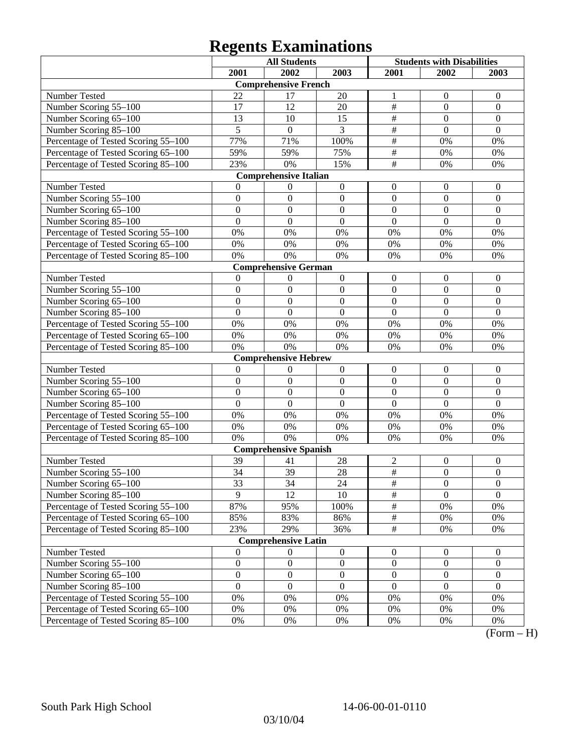# Regents Examinations

| | All Students | | | Students with Disabilities | | |
|---|---|---|---|---|---|---|
| | 2001 | 2002 | 2003 | 2001 | 2002 | 2003 |
| **Comprehensive French** | | | | | | |
| Number Tested | 22 | 17 | 20 | 1 | 0 | 0 |
| Number Scoring 55–100 | 17 | 12 | 20 | # | 0 | 0 |
| Number Scoring 65–100 | 13 | 10 | 15 | # | 0 | 0 |
| Number Scoring 85–100 | 5 | 0 | 3 | # | 0 | 0 |
| Percentage of Tested Scoring 55–100 | 77% | 71% | 100% | # | 0% | 0% |
| Percentage of Tested Scoring 65–100 | 59% | 59% | 75% | # | 0% | 0% |
| Percentage of Tested Scoring 85–100 | 23% | 0% | 15% | # | 0% | 0% |
| **Comprehensive Italian** | | | | | | |
| Number Tested | 0 | 0 | 0 | 0 | 0 | 0 |
| Number Scoring 55–100 | 0 | 0 | 0 | 0 | 0 | 0 |
| Number Scoring 65–100 | 0 | 0 | 0 | 0 | 0 | 0 |
| Number Scoring 85–100 | 0 | 0 | 0 | 0 | 0 | 0 |
| Percentage of Tested Scoring 55–100 | 0% | 0% | 0% | 0% | 0% | 0% |
| Percentage of Tested Scoring 65–100 | 0% | 0% | 0% | 0% | 0% | 0% |
| Percentage of Tested Scoring 85–100 | 0% | 0% | 0% | 0% | 0% | 0% |
| **Comprehensive German** | | | | | | |
| Number Tested | 0 | 0 | 0 | 0 | 0 | 0 |
| Number Scoring 55–100 | 0 | 0 | 0 | 0 | 0 | 0 |
| Number Scoring 65–100 | 0 | 0 | 0 | 0 | 0 | 0 |
| Number Scoring 85–100 | 0 | 0 | 0 | 0 | 0 | 0 |
| Percentage of Tested Scoring 55–100 | 0% | 0% | 0% | 0% | 0% | 0% |
| Percentage of Tested Scoring 65–100 | 0% | 0% | 0% | 0% | 0% | 0% |
| Percentage of Tested Scoring 85–100 | 0% | 0% | 0% | 0% | 0% | 0% |
| **Comprehensive Hebrew** | | | | | | |
| Number Tested | 0 | 0 | 0 | 0 | 0 | 0 |
| Number Scoring 55–100 | 0 | 0 | 0 | 0 | 0 | 0 |
| Number Scoring 65–100 | 0 | 0 | 0 | 0 | 0 | 0 |
| Number Scoring 85–100 | 0 | 0 | 0 | 0 | 0 | 0 |
| Percentage of Tested Scoring 55–100 | 0% | 0% | 0% | 0% | 0% | 0% |
| Percentage of Tested Scoring 65–100 | 0% | 0% | 0% | 0% | 0% | 0% |
| Percentage of Tested Scoring 85–100 | 0% | 0% | 0% | 0% | 0% | 0% |
| **Comprehensive Spanish** | | | | | | |
| Number Tested | 39 | 41 | 28 | 2 | 0 | 0 |
| Number Scoring 55–100 | 34 | 39 | 28 | # | 0 | 0 |
| Number Scoring 65–100 | 33 | 34 | 24 | # | 0 | 0 |
| Number Scoring 85–100 | 9 | 12 | 10 | # | 0 | 0 |
| Percentage of Tested Scoring 55–100 | 87% | 95% | 100% | # | 0% | 0% |
| Percentage of Tested Scoring 65–100 | 85% | 83% | 86% | # | 0% | 0% |
| Percentage of Tested Scoring 85–100 | 23% | 29% | 36% | # | 0% | 0% |
| **Comprehensive Latin** | | | | | | |
| Number Tested | 0 | 0 | 0 | 0 | 0 | 0 |
| Number Scoring 55–100 | 0 | 0 | 0 | 0 | 0 | 0 |
| Number Scoring 65–100 | 0 | 0 | 0 | 0 | 0 | 0 |
| Number Scoring 85–100 | 0 | 0 | 0 | 0 | 0 | 0 |
| Percentage of Tested Scoring 55–100 | 0% | 0% | 0% | 0% | 0% | 0% |
| Percentage of Tested Scoring 65–100 | 0% | 0% | 0% | 0% | 0% | 0% |
| Percentage of Tested Scoring 85–100 | 0% | 0% | 0% | 0% | 0% | 0% |

(Form – H)

South Park High School 14-06-00-01-0110

03/10/04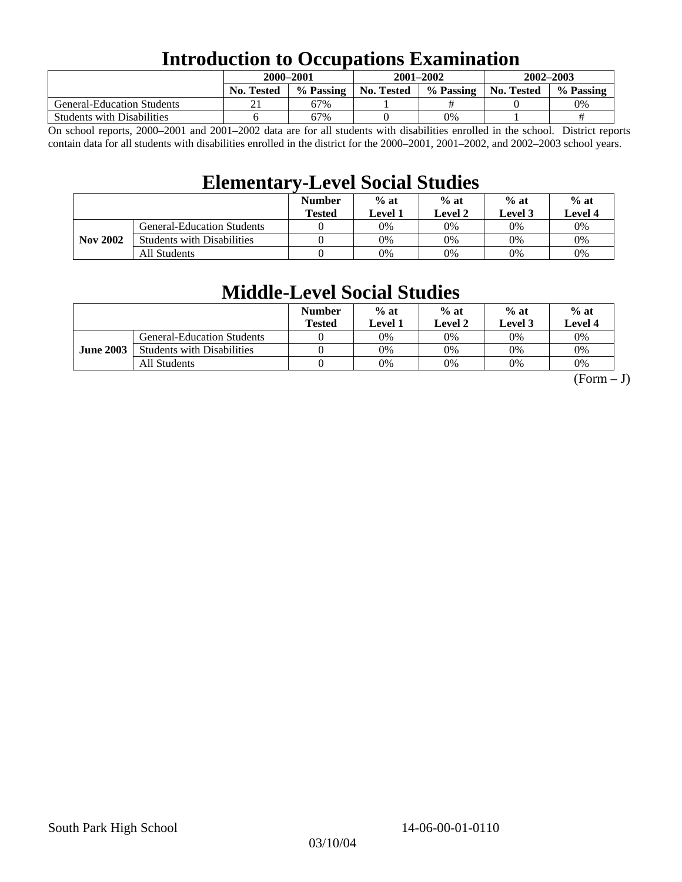# Introduction to Occupations Examination

| | 2000–2001 | | 2001–2002 | | 2002–2003 | |
|---|---|---|---|---|---|---|
| | No. Tested | % Passing | No. Tested | % Passing | No. Tested | % Passing |
| General-Education Students | 21 | 67% | 1 | # | 0 | 0% |
| Students with Disabilities | 6 | 67% | 0 | 0% | 1 | # |

On school reports, 2000–2001 and 2001–2002 data are for all students with disabilities enrolled in the school. District reports contain data for all students with disabilities enrolled in the district for the 2000–2001, 2001–2002, and 2002–2003 school years.

# Elementary-Level Social Studies

| | | Number Tested | % at Level 1 | % at Level 2 | % at Level 3 | % at Level 4 |
|---|---|---|---|---|---|---|
| **Nov 2002** | General-Education Students | 0 | 0% | 0% | 0% | 0% |
| | Students with Disabilities | 0 | 0% | 0% | 0% | 0% |
| | All Students | 0 | 0% | 0% | 0% | 0% |

# Middle-Level Social Studies

| | | Number Tested | % at Level 1 | % at Level 2 | % at Level 3 | % at Level 4 |
|---|---|---|---|---|---|---|
| **June 2003** | General-Education Students | 0 | 0% | 0% | 0% | 0% |
| | Students with Disabilities | 0 | 0% | 0% | 0% | 0% |
| | All Students | 0 | 0% | 0% | 0% | 0% |

(Form – J)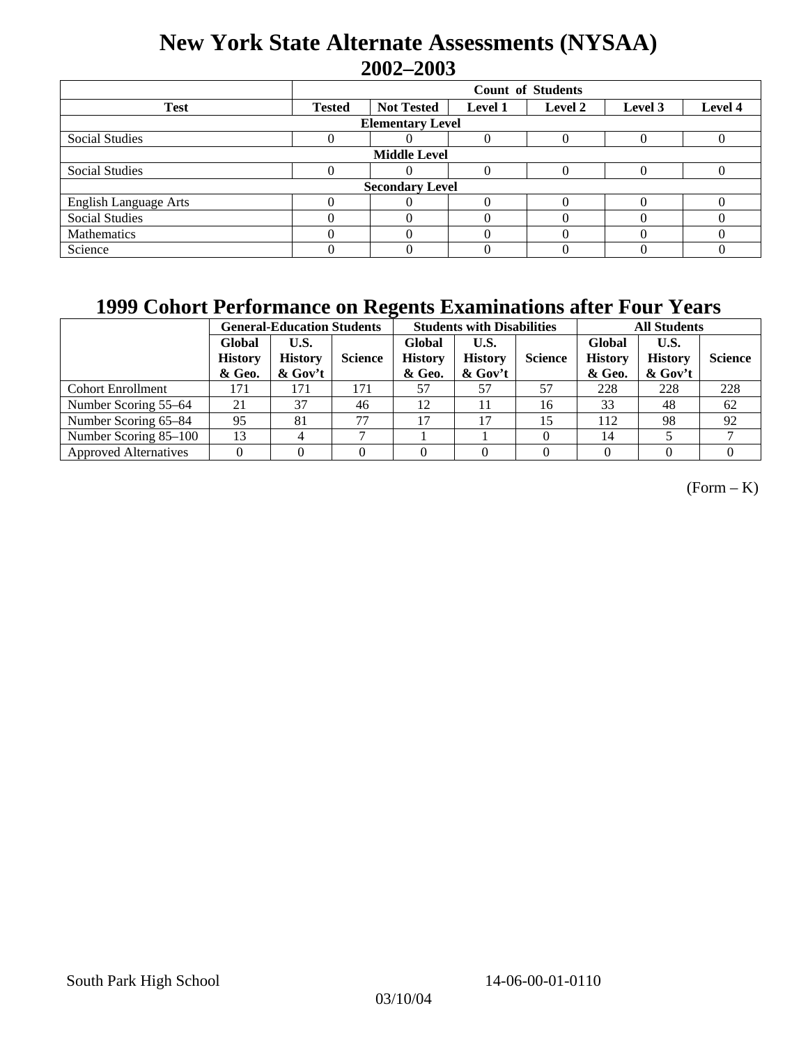# New York State Alternate Assessments (NYSAA)

## 2002–2003

| | Count of Students | | | | | |
|---|---|---|---|---|---|---|
| **Test** | **Tested** | **Not Tested** | **Level 1** | **Level 2** | **Level 3** | **Level 4** |
| **Elementary Level** | | | | | | |
| Social Studies | 0 | 0 | 0 | 0 | 0 | 0 |
| **Middle Level** | | | | | | |
| Social Studies | 0 | 0 | 0 | 0 | 0 | 0 |
| **Secondary Level** | | | | | | |
| English Language Arts | 0 | 0 | 0 | 0 | 0 | 0 |
| Social Studies | 0 | 0 | 0 | 0 | 0 | 0 |
| Mathematics | 0 | 0 | 0 | 0 | 0 | 0 |
| Science | 0 | 0 | 0 | 0 | 0 | 0 |

# 1999 Cohort Performance on Regents Examinations after Four Years

| | General-Education Students | | | Students with Disabilities | | | All Students | | |
|---|---|---|---|---|---|---|---|---|---|
| | **Global History & Geo.** | **U.S. History & Gov't** | **Science** | **Global History & Geo.** | **U.S. History & Gov't** | **Science** | **Global History & Geo.** | **U.S. History & Gov't** | **Science** |
| Cohort Enrollment | 171 | 171 | 171 | 57 | 57 | 57 | 228 | 228 | 228 |
| Number Scoring 55–64 | 21 | 37 | 46 | 12 | 11 | 16 | 33 | 48 | 62 |
| Number Scoring 65–84 | 95 | 81 | 77 | 17 | 17 | 15 | 112 | 98 | 92 |
| Number Scoring 85–100 | 13 | 4 | 7 | 1 | 1 | 0 | 14 | 5 | 7 |
| Approved Alternatives | 0 | 0 | 0 | 0 | 0 | 0 | 0 | 0 | 0 |

(Form – K)

South Park High School 14-06-00-01-0110

03/10/04